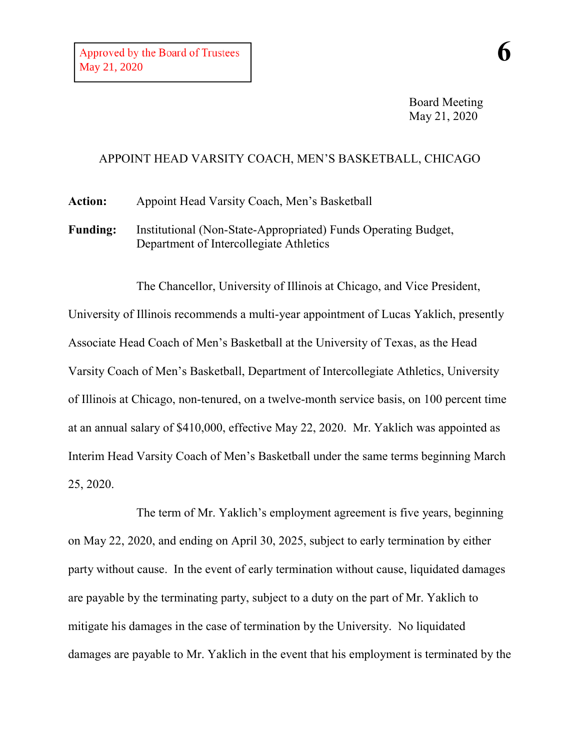Approved by the Board of Trustees
May 21, 2020

**6**

Board Meeting
May 21, 2020

## APPOINT HEAD VARSITY COACH, MEN'S BASKETBALL, CHICAGO

**Action:** Appoint Head Varsity Coach, Men's Basketball

**Funding:** Institutional (Non-State-Appropriated) Funds Operating Budget, Department of Intercollegiate Athletics

The Chancellor, University of Illinois at Chicago, and Vice President, University of Illinois recommends a multi-year appointment of Lucas Yaklich, presently Associate Head Coach of Men's Basketball at the University of Texas, as the Head Varsity Coach of Men's Basketball, Department of Intercollegiate Athletics, University of Illinois at Chicago, non-tenured, on a twelve-month service basis, on 100 percent time at an annual salary of $410,000, effective May 22, 2020. Mr. Yaklich was appointed as Interim Head Varsity Coach of Men's Basketball under the same terms beginning March 25, 2020.

The term of Mr. Yaklich's employment agreement is five years, beginning on May 22, 2020, and ending on April 30, 2025, subject to early termination by either party without cause. In the event of early termination without cause, liquidated damages are payable by the terminating party, subject to a duty on the part of Mr. Yaklich to mitigate his damages in the case of termination by the University. No liquidated damages are payable to Mr. Yaklich in the event that his employment is terminated by the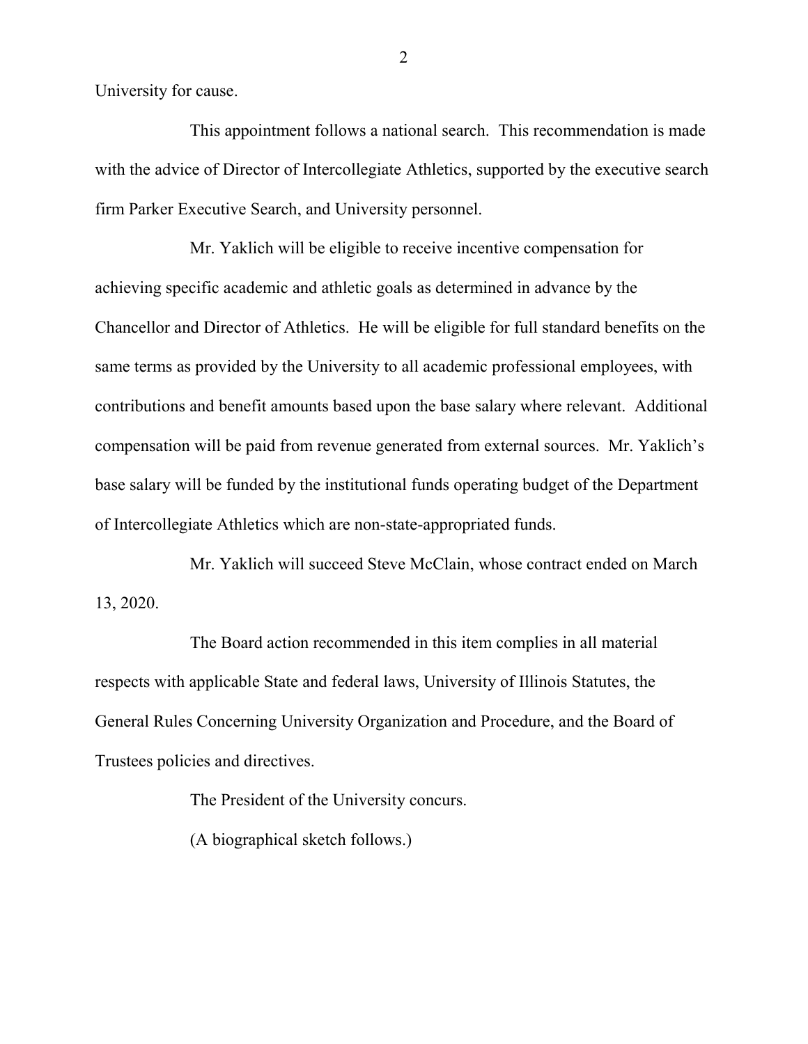University for cause.

This appointment follows a national search. This recommendation is made with the advice of Director of Intercollegiate Athletics, supported by the executive search firm Parker Executive Search, and University personnel.

Mr. Yaklich will be eligible to receive incentive compensation for achieving specific academic and athletic goals as determined in advance by the Chancellor and Director of Athletics. He will be eligible for full standard benefits on the same terms as provided by the University to all academic professional employees, with contributions and benefit amounts based upon the base salary where relevant. Additional compensation will be paid from revenue generated from external sources. Mr. Yaklich's base salary will be funded by the institutional funds operating budget of the Department of Intercollegiate Athletics which are non-state-appropriated funds.

Mr. Yaklich will succeed Steve McClain, whose contract ended on March 13, 2020.

The Board action recommended in this item complies in all material respects with applicable State and federal laws, University of Illinois Statutes, the General Rules Concerning University Organization and Procedure, and the Board of Trustees policies and directives.

The President of the University concurs.

(A biographical sketch follows.)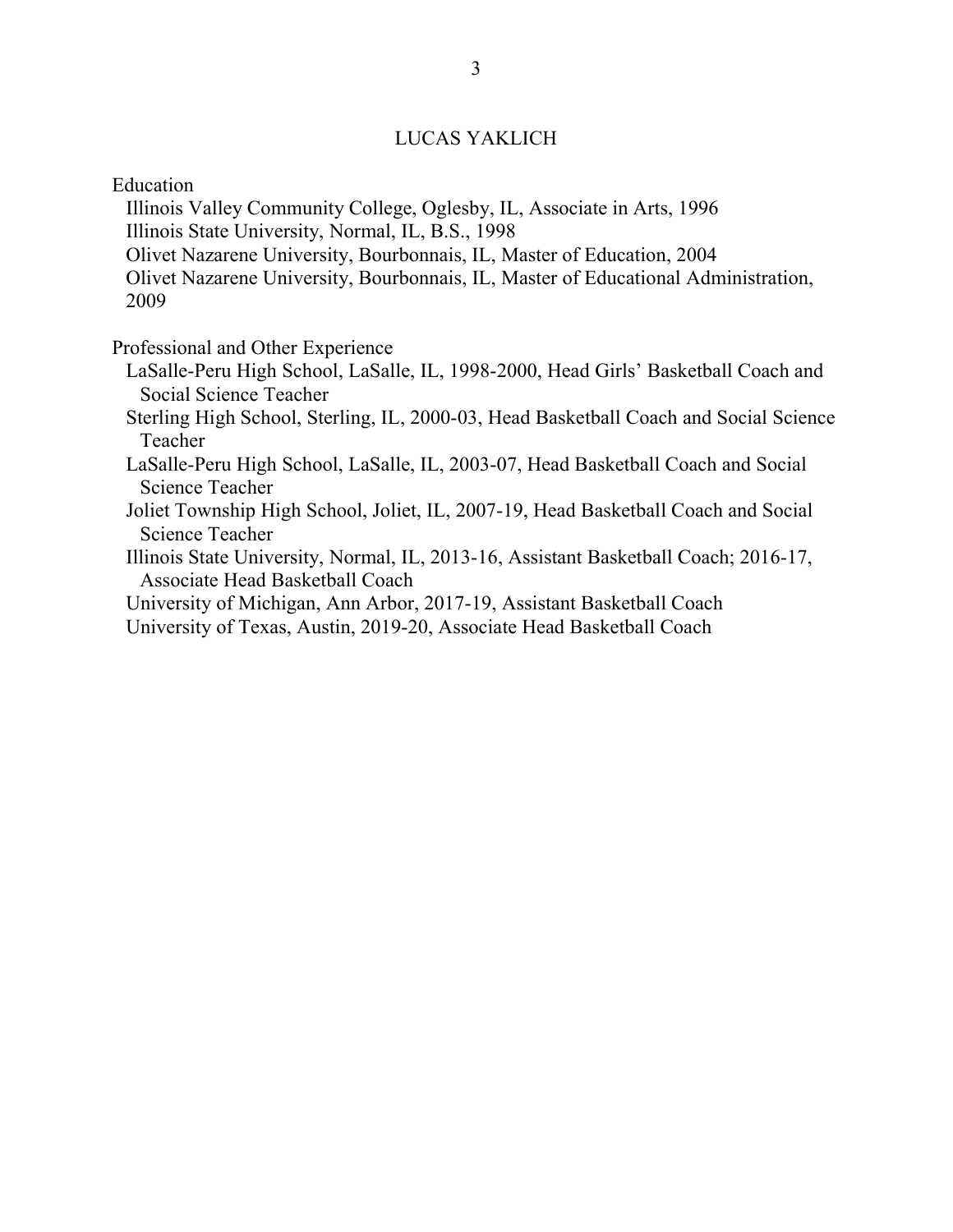# LUCAS YAKLICH

## Education

Illinois Valley Community College, Oglesby, IL, Associate in Arts, 1996
Illinois State University, Normal, IL, B.S., 1998
Olivet Nazarene University, Bourbonnais, IL, Master of Education, 2004
Olivet Nazarene University, Bourbonnais, IL, Master of Educational Administration, 2009

## Professional and Other Experience

LaSalle-Peru High School, LaSalle, IL, 1998-2000, Head Girls' Basketball Coach and Social Science Teacher
Sterling High School, Sterling, IL, 2000-03, Head Basketball Coach and Social Science Teacher
LaSalle-Peru High School, LaSalle, IL, 2003-07, Head Basketball Coach and Social Science Teacher
Joliet Township High School, Joliet, IL, 2007-19, Head Basketball Coach and Social Science Teacher
Illinois State University, Normal, IL, 2013-16, Assistant Basketball Coach; 2016-17, Associate Head Basketball Coach
University of Michigan, Ann Arbor, 2017-19, Assistant Basketball Coach
University of Texas, Austin, 2019-20, Associate Head Basketball Coach